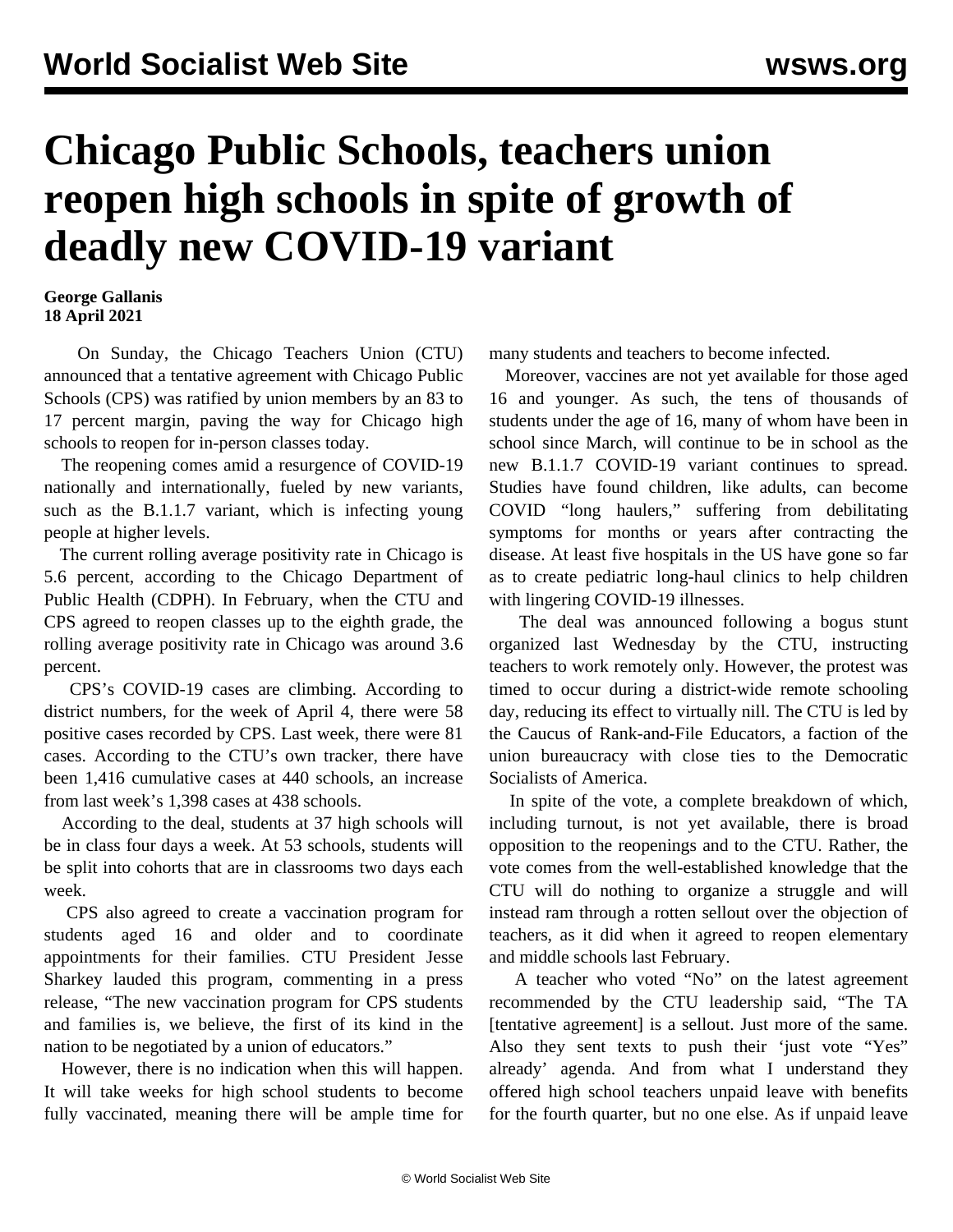# Chicago Public Schools, teachers union reopen high schools in spite of growth of deadly new COVID-19 variant

**George Gallanis**
**18 April 2021**

On Sunday, the Chicago Teachers Union (CTU) announced that a tentative agreement with Chicago Public Schools (CPS) was ratified by union members by an 83 to 17 percent margin, paving the way for Chicago high schools to reopen for in-person classes today.

The reopening comes amid a resurgence of COVID-19 nationally and internationally, fueled by new variants, such as the B.1.1.7 variant, which is infecting young people at higher levels.

The current rolling average positivity rate in Chicago is 5.6 percent, according to the Chicago Department of Public Health (CDPH). In February, when the CTU and CPS agreed to reopen classes up to the eighth grade, the rolling average positivity rate in Chicago was around 3.6 percent.

CPS's COVID-19 cases are climbing. According to district numbers, for the week of April 4, there were 58 positive cases recorded by CPS. Last week, there were 81 cases. According to the CTU's own tracker, there have been 1,416 cumulative cases at 440 schools, an increase from last week's 1,398 cases at 438 schools.

According to the deal, students at 37 high schools will be in class four days a week. At 53 schools, students will be split into cohorts that are in classrooms two days each week.

CPS also agreed to create a vaccination program for students aged 16 and older and to coordinate appointments for their families. CTU President Jesse Sharkey lauded this program, commenting in a press release, "The new vaccination program for CPS students and families is, we believe, the first of its kind in the nation to be negotiated by a union of educators."

However, there is no indication when this will happen. It will take weeks for high school students to become fully vaccinated, meaning there will be ample time for many students and teachers to become infected.

Moreover, vaccines are not yet available for those aged 16 and younger. As such, the tens of thousands of students under the age of 16, many of whom have been in school since March, will continue to be in school as the new B.1.1.7 COVID-19 variant continues to spread. Studies have found children, like adults, can become COVID "long haulers," suffering from debilitating symptoms for months or years after contracting the disease. At least five hospitals in the US have gone so far as to create pediatric long-haul clinics to help children with lingering COVID-19 illnesses.

The deal was announced following a bogus stunt organized last Wednesday by the CTU, instructing teachers to work remotely only. However, the protest was timed to occur during a district-wide remote schooling day, reducing its effect to virtually nill. The CTU is led by the Caucus of Rank-and-File Educators, a faction of the union bureaucracy with close ties to the Democratic Socialists of America.

In spite of the vote, a complete breakdown of which, including turnout, is not yet available, there is broad opposition to the reopenings and to the CTU. Rather, the vote comes from the well-established knowledge that the CTU will do nothing to organize a struggle and will instead ram through a rotten sellout over the objection of teachers, as it did when it agreed to reopen elementary and middle schools last February.

A teacher who voted "No" on the latest agreement recommended by the CTU leadership said, "The TA [tentative agreement] is a sellout. Just more of the same. Also they sent texts to push their 'just vote "Yes" already' agenda. And from what I understand they offered high school teachers unpaid leave with benefits for the fourth quarter, but no one else. As if unpaid leave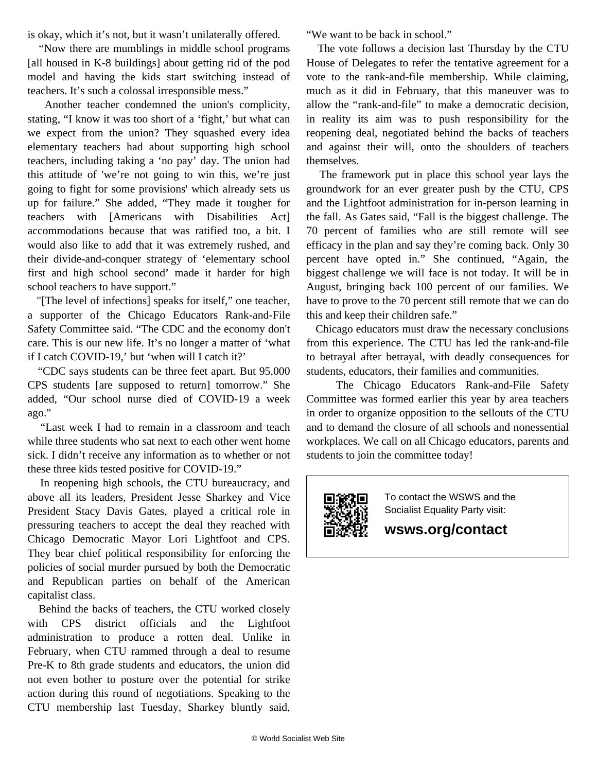is okay, which it's not, but it wasn't unilaterally offered.

"Now there are mumblings in middle school programs [all housed in K-8 buildings] about getting rid of the pod model and having the kids start switching instead of teachers. It's such a colossal irresponsible mess."

Another teacher condemned the union's complicity, stating, "I know it was too short of a 'fight,' but what can we expect from the union? They squashed every idea elementary teachers had about supporting high school teachers, including taking a 'no pay' day. The union had this attitude of 'we're not going to win this, we're just going to fight for some provisions' which already sets us up for failure." She added, "They made it tougher for teachers with [Americans with Disabilities Act] accommodations because that was ratified too, a bit. I would also like to add that it was extremely rushed, and their divide-and-conquer strategy of 'elementary school first and high school second' made it harder for high school teachers to have support."

"[The level of infections] speaks for itself," one teacher, a supporter of the Chicago Educators Rank-and-File Safety Committee said. "The CDC and the economy don't care. This is our new life. It's no longer a matter of 'what if I catch COVID-19,' but 'when will I catch it?'

"CDC says students can be three feet apart. But 95,000 CPS students [are supposed to return] tomorrow." She added, "Our school nurse died of COVID-19 a week ago."

"Last week I had to remain in a classroom and teach while three students who sat next to each other went home sick. I didn't receive any information as to whether or not these three kids tested positive for COVID-19."

In reopening high schools, the CTU bureaucracy, and above all its leaders, President Jesse Sharkey and Vice President Stacy Davis Gates, played a critical role in pressuring teachers to accept the deal they reached with Chicago Democratic Mayor Lori Lightfoot and CPS. They bear chief political responsibility for enforcing the policies of social murder pursued by both the Democratic and Republican parties on behalf of the American capitalist class.

Behind the backs of teachers, the CTU worked closely with CPS district officials and the Lightfoot administration to produce a rotten deal. Unlike in February, when CTU rammed through a deal to resume Pre-K to 8th grade students and educators, the union did not even bother to posture over the potential for strike action during this round of negotiations. Speaking to the CTU membership last Tuesday, Sharkey bluntly said, "We want to be back in school."

The vote follows a decision last Thursday by the CTU House of Delegates to refer the tentative agreement for a vote to the rank-and-file membership. While claiming, much as it did in February, that this maneuver was to allow the "rank-and-file" to make a democratic decision, in reality its aim was to push responsibility for the reopening deal, negotiated behind the backs of teachers and against their will, onto the shoulders of teachers themselves.

The framework put in place this school year lays the groundwork for an ever greater push by the CTU, CPS and the Lightfoot administration for in-person learning in the fall. As Gates said, "Fall is the biggest challenge. The 70 percent of families who are still remote will see efficacy in the plan and say they're coming back. Only 30 percent have opted in." She continued, "Again, the biggest challenge we will face is not today. It will be in August, bringing back 100 percent of our families. We have to prove to the 70 percent still remote that we can do this and keep their children safe."

Chicago educators must draw the necessary conclusions from this experience. The CTU has led the rank-and-file to betrayal after betrayal, with deadly consequences for students, educators, their families and communities.

The Chicago Educators Rank-and-File Safety Committee was formed earlier this year by area teachers in order to organize opposition to the sellouts of the CTU and to demand the closure of all schools and nonessential workplaces. We call on all Chicago educators, parents and students to join the committee today!

To contact the WSWS and the Socialist Equality Party visit:

**wsws.org/contact**